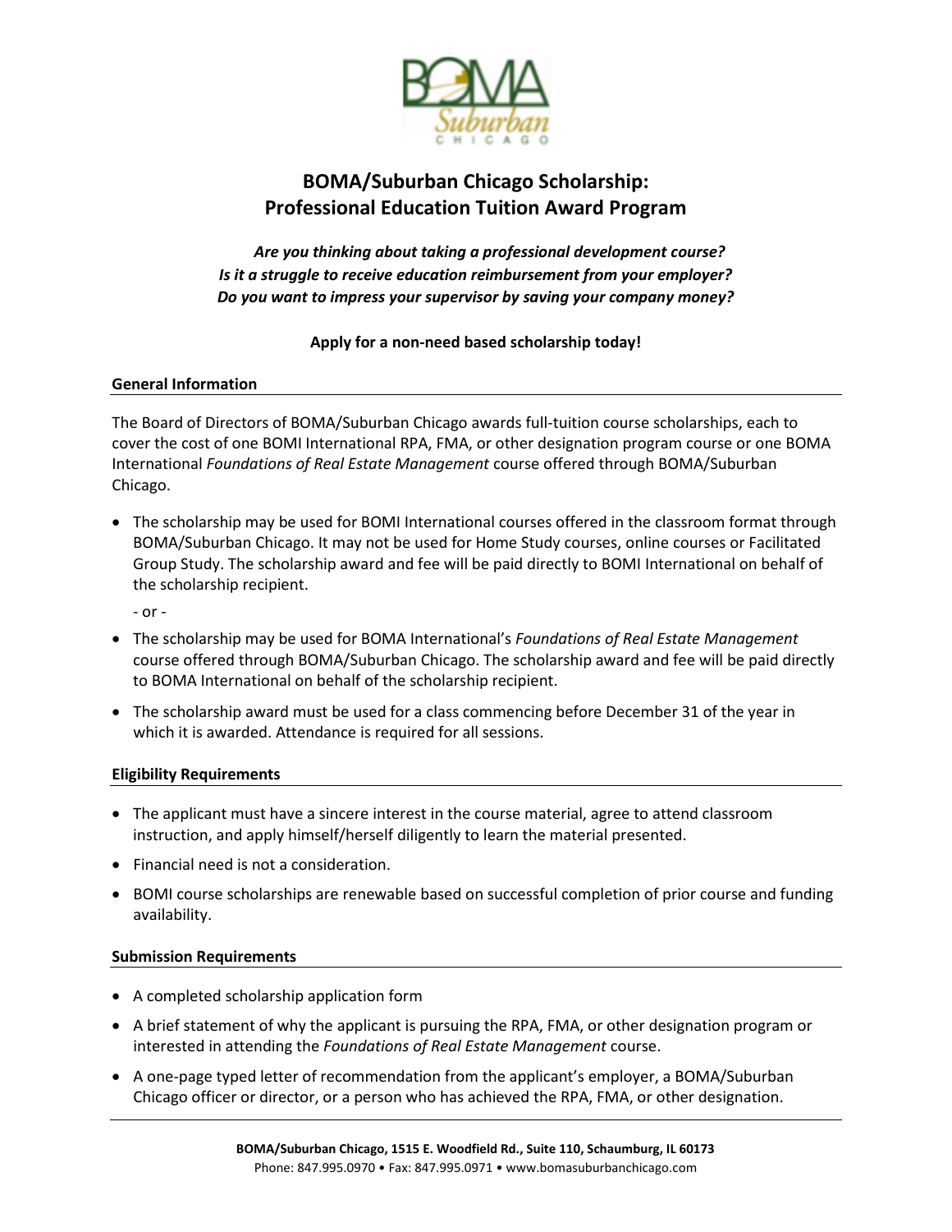# BOMA/Suburban Chicago Scholarship: Professional Education Tuition Award Program

***Are you thinking about taking a professional development course?***
***Is it a struggle to receive education reimbursement from your employer?***
***Do you want to impress your supervisor by saving your company money?***

**Apply for a non-need based scholarship today!**

## General Information

The Board of Directors of BOMA/Suburban Chicago awards full-tuition course scholarships, each to cover the cost of one BOMI International RPA, FMA, or other designation program course or one BOMA International *Foundations of Real Estate Management* course offered through BOMA/Suburban Chicago.

- The scholarship may be used for BOMI International courses offered in the classroom format through BOMA/Suburban Chicago. It may not be used for Home Study courses, online courses or Facilitated Group Study. The scholarship award and fee will be paid directly to BOMI International on behalf of the scholarship recipient.

  \- or -

- The scholarship may be used for BOMA International's *Foundations of Real Estate Management* course offered through BOMA/Suburban Chicago. The scholarship award and fee will be paid directly to BOMA International on behalf of the scholarship recipient.
- The scholarship award must be used for a class commencing before December 31 of the year in which it is awarded. Attendance is required for all sessions.

## Eligibility Requirements

- The applicant must have a sincere interest in the course material, agree to attend classroom instruction, and apply himself/herself diligently to learn the material presented.
- Financial need is not a consideration.
- BOMI course scholarships are renewable based on successful completion of prior course and funding availability.

## Submission Requirements

- A completed scholarship application form
- A brief statement of why the applicant is pursuing the RPA, FMA, or other designation program or interested in attending the *Foundations of Real Estate Management* course.
- A one-page typed letter of recommendation from the applicant's employer, a BOMA/Suburban Chicago officer or director, or a person who has achieved the RPA, FMA, or other designation.

**BOMA/Suburban Chicago, 1515 E. Woodfield Rd., Suite 110, Schaumburg, IL 60173**
Phone: 847.995.0970 • Fax: 847.995.0971 • www.bomasuburbanchicago.com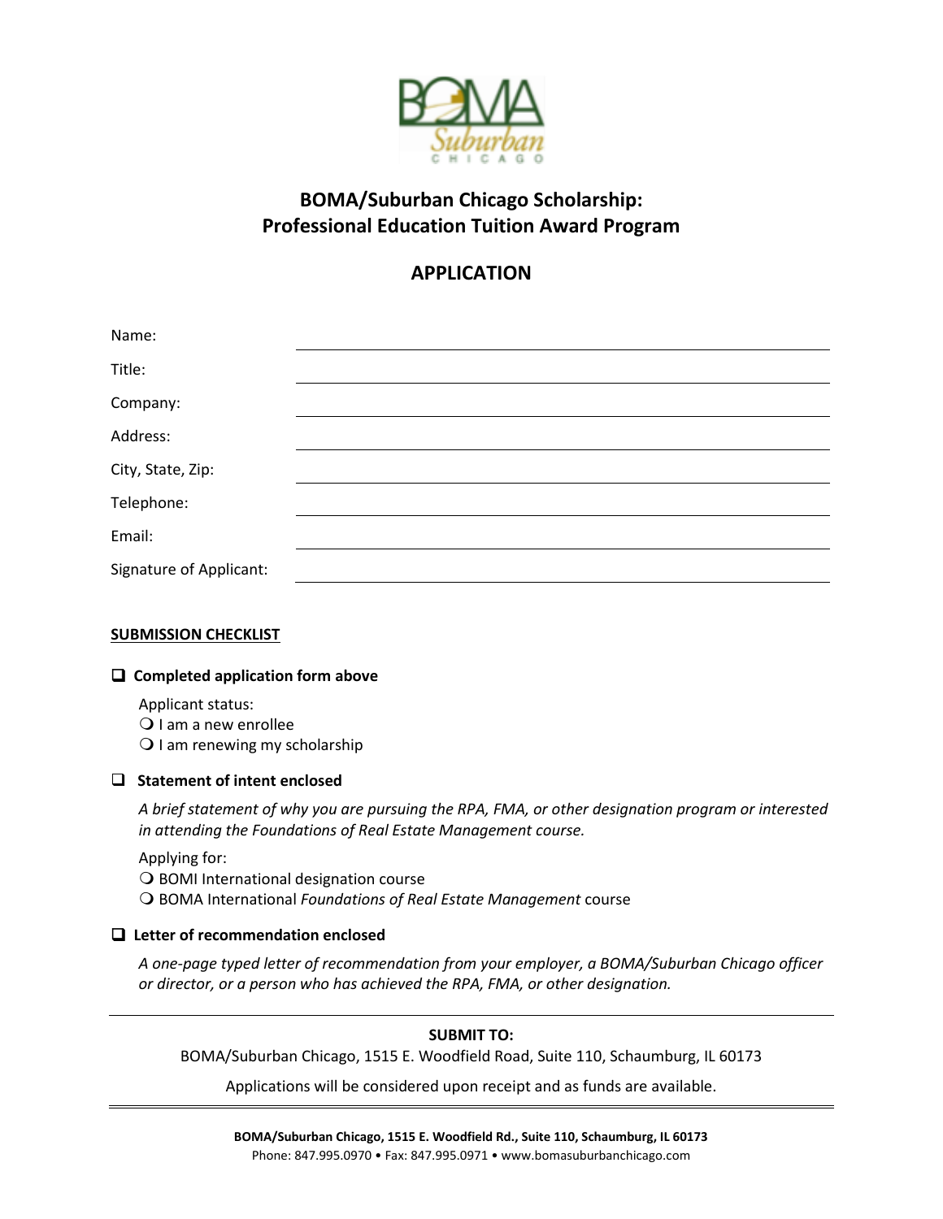# BOMA/Suburban Chicago Scholarship: Professional Education Tuition Award Program

## APPLICATION

Name: ______________________________

Title: ______________________________

Company: ______________________________

Address: ______________________________

City, State, Zip: ______________________________

Telephone: ______________________________

Email: ______________________________

Signature of Applicant: ______________________________

**SUBMISSION CHECKLIST**

- ☐ **Completed application form above**

  Applicant status:
  - ○ I am a new enrollee
  - ○ I am renewing my scholarship

- ☐ **Statement of intent enclosed**

  *A brief statement of why you are pursuing the RPA, FMA, or other designation program or interested in attending the Foundations of Real Estate Management course.*

  Applying for:
  - ○ BOMI International designation course
  - ○ BOMA International *Foundations of Real Estate Management* course

- ☐ **Letter of recommendation enclosed**

  *A one-page typed letter of recommendation from your employer, a BOMA/Suburban Chicago officer or director, or a person who has achieved the RPA, FMA, or other designation.*

---

**SUBMIT TO:**

BOMA/Suburban Chicago, 1515 E. Woodfield Road, Suite 110, Schaumburg, IL 60173

Applications will be considered upon receipt and as funds are available.

---

**BOMA/Suburban Chicago, 1515 E. Woodfield Rd., Suite 110, Schaumburg, IL 60173**

Phone: 847.995.0970 • Fax: 847.995.0971 • www.bomasuburbanchicago.com